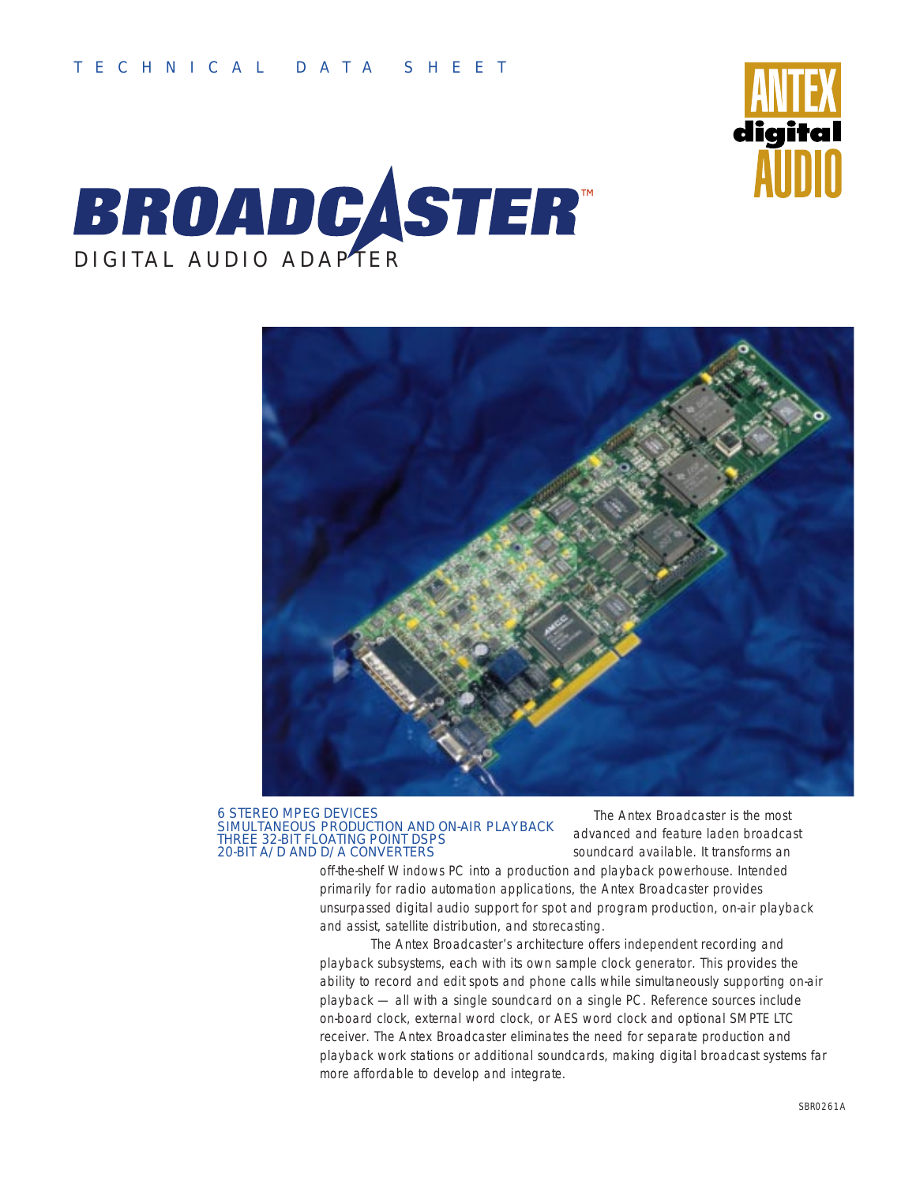TECHNICAL DATA SHEET

ANTEX digital AUDIO

# BROADCASTER™

## DIGITAL AUDIO ADAPTER

6 STEREO MPEG DEVICES
SIMULTANEOUS PRODUCTION AND ON-AIR PLAYBACK
THREE 32-BIT FLOATING POINT DSPS
20-BIT A/D AND D/A CONVERTERS

The Antex Broadcaster is the most advanced and feature laden broadcast soundcard available. It transforms an off-the-shelf Windows PC into a production and playback powerhouse. Intended primarily for radio automation applications, the Antex Broadcaster provides unsurpassed digital audio support for spot and program production, on-air playback and assist, satellite distribution, and storecasting.

The Antex Broadcaster's architecture offers independent recording and playback subsystems, each with its own sample clock generator. This provides the ability to record and edit spots and phone calls while simultaneously supporting on-air playback — all with a single soundcard on a single PC. Reference sources include on-board clock, external word clock, or AES word clock and optional SMPTE LTC receiver. The Antex Broadcaster eliminates the need for separate production and playback work stations or additional soundcards, making digital broadcast systems far more affordable to develop and integrate.

SBR0261A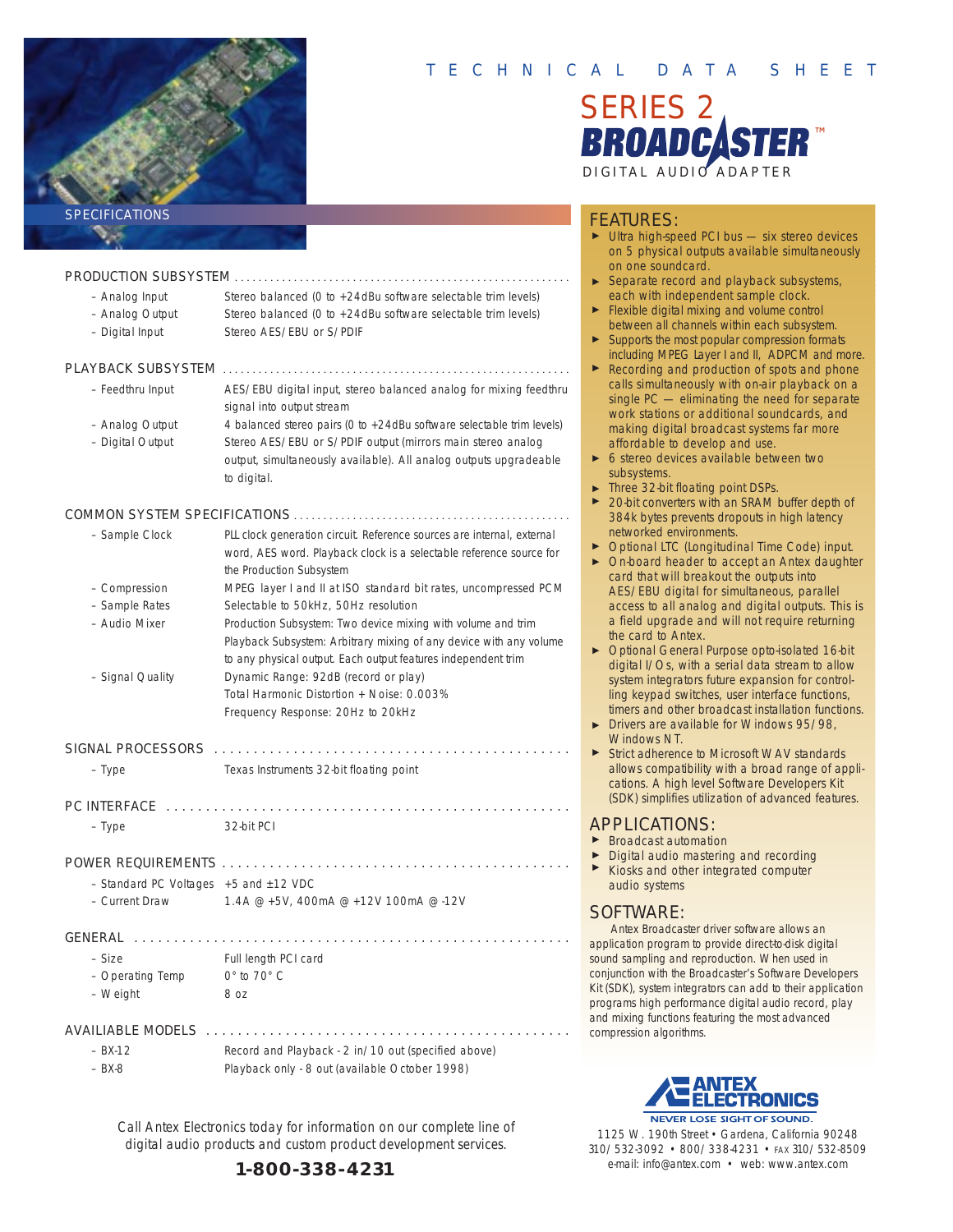# TECHNICAL DATA SHEET

## SERIES 2 BROADCASTER™

DIGITAL AUDIO ADAPTER

## SPECIFICATIONS

### PRODUCTION SUBSYSTEM

| | |
|---|---|
| – Analog Input | Stereo balanced (0 to +24dBu software selectable trim levels) |
| – Analog Output | Stereo balanced (0 to +24dBu software selectable trim levels) |
| – Digital Input | Stereo AES/EBU or S/PDIF |

### PLAYBACK SUBSYSTEM

| | |
|---|---|
| – Feedthru Input | AES/EBU digital input, stereo balanced analog for mixing feedthru signal into output stream |
| – Analog Output | 4 balanced stereo pairs (0 to +24dBu software selectable trim levels) |
| – Digital Output | Stereo AES/EBU or S/PDIF output (mirrors main stereo analog output, simultaneously available). All analog outputs upgradeable to digital. |

### COMMON SYSTEM SPECIFICATIONS

| | |
|---|---|
| – Sample Clock | PLL clock generation circuit. Reference sources are internal, external word, AES word. Playback clock is a selectable reference source for the Production Subsystem |
| – Compression | MPEG layer I and II at ISO standard bit rates, uncompressed PCM |
| – Sample Rates | Selectable to 50kHz, 50Hz resolution |
| – Audio Mixer | Production Subsystem: Two device mixing with volume and trim<br>Playback Subsystem: Arbitrary mixing of any device with any volume to any physical output. Each output features independent trim |
| – Signal Quality | Dynamic Range: 92dB (record or play)<br>Total Harmonic Distortion + Noise: 0.003%<br>Frequency Response: 20Hz to 20kHz |

### SIGNAL PROCESSORS

| | |
|---|---|
| – Type | Texas Instruments 32-bit floating point |

### PC INTERFACE

| | |
|---|---|
| – Type | 32-bit PCI |

### POWER REQUIREMENTS

| | |
|---|---|
| – Standard PC Voltages | +5 and ±12 VDC |
| – Current Draw | 1.4A @ +5V, 400mA @ +12V 100mA @ -12V |

### GENERAL

| | |
|---|---|
| – Size | Full length PCI card |
| – Operating Temp | 0° to 70° C |
| – Weight | 8 oz |

### AVAILIABLE MODELS

| | |
|---|---|
| – BX-12 | Record and Playback - 2 in/10 out (specified above) |
| – BX-8 | Playback only - 8 out (available October 1998) |

Call Antex Electronics today for information on our complete line of digital audio products and custom product development services.

**1-800-338-4231**

## FEATURES:

- Ultra high-speed PCI bus — six stereo devices on 5 physical outputs available simultaneously on one soundcard.
- Separate record and playback subsystems, each with independent sample clock.
- Flexible digital mixing and volume control between all channels within each subsystem.
- Supports the most popular compression formats including MPEG Layer I and II, ADPCM and more.
- Recording and production of spots and phone calls simultaneously with on-air playback on a single PC — eliminating the need for separate work stations or additional soundcards, and making digital broadcast systems far more affordable to develop and use.
- 6 stereo devices available between two subsystems.
- Three 32-bit floating point DSPs.
- 20-bit converters with an SRAM buffer depth of 384k bytes prevents dropouts in high latency networked environments.
- Optional LTC (Longitudinal Time Code) input.
- On-board header to accept an Antex daughter card that will breakout the outputs into AES/EBU digital for simultaneous, parallel access to all analog and digital outputs. This is a field upgrade and will not require returning the card to Antex.
- Optional General Purpose opto-isolated 16-bit digital I/Os, with a serial data stream to allow system integrators future expansion for controlling keypad switches, user interface functions, timers and other broadcast installation functions.
- Drivers are available for Windows 95/98, Windows NT.
- Strict adherence to Microsoft WAV standards allows compatibility with a broad range of applications. A high level Software Developers Kit (SDK) simplifies utilization of advanced features.

## APPLICATIONS:

- Broadcast automation
- Digital audio mastering and recording
- Kiosks and other integrated computer audio systems

## SOFTWARE:

Antex Broadcaster driver software allows an application program to provide direct-to-disk digital sound sampling and reproduction. When used in conjunction with the Broadcaster's Software Developers Kit (SDK), system integrators can add to their application programs high performance digital audio record, play and mixing functions featuring the most advanced compression algorithms.

ANTEX ELECTRONICS
NEVER LOSE SIGHT OF SOUND.

1125 W. 190th Street • Gardena, California 90248
310/532-3092 • 800/338-4231 • FAX 310/532-8509
e-mail: info@antex.com • web: www.antex.com